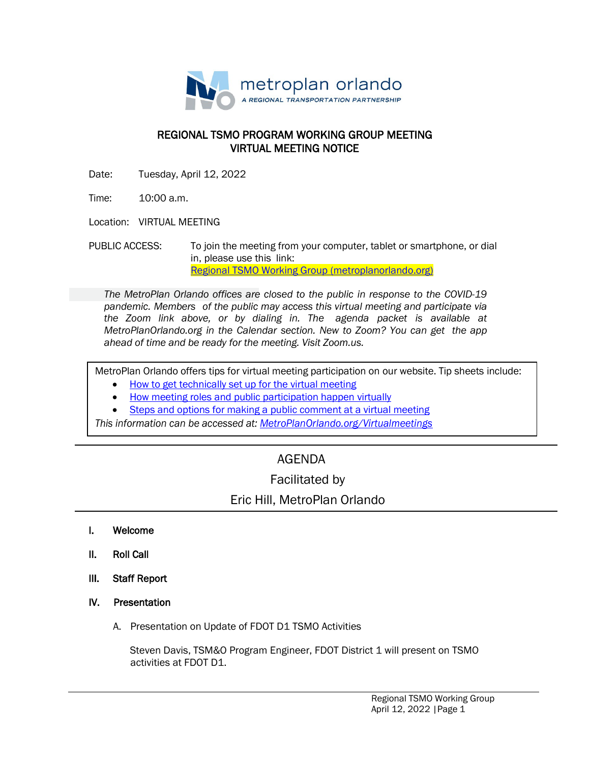metroplan orlando

*A REGIONAL TRANSPORTATION PARTNERSHIP*

# REGIONAL TSMO PROGRAM WORKING GROUP MEETING
# VIRTUAL MEETING NOTICE

Date: Tuesday, April 12, 2022

Time: 10:00 a.m.

Location: VIRTUAL MEETING

PUBLIC ACCESS: To join the meeting from your computer, tablet or smartphone, or dial in, please use this link: [Regional TSMO Working Group (metroplanorlando.org)](Regional TSMO Working Group (metroplanorlando.org))

*The MetroPlan Orlando offices are closed to the public in response to the COVID-19 pandemic. Members of the public may access this virtual meeting and participate via the Zoom link above, or by dialing in. The agenda packet is available at MetroPlanOrlando.org in the Calendar section. New to Zoom? You can get the app ahead of time and be ready for the meeting. Visit Zoom.us.*

MetroPlan Orlando offers tips for virtual meeting participation on our website. Tip sheets include:

- How to get technically set up for the virtual meeting
- How meeting roles and public participation happen virtually
- Steps and options for making a public comment at a virtual meeting

*This information can be accessed at: MetroPlanOrlando.org/Virtualmeetings*

---

## AGENDA
## Facilitated by
## Eric Hill, MetroPlan Orlando

---

**I. Welcome**

**II. Roll Call**

**III. Staff Report**

**IV. Presentation**

A. Presentation on Update of FDOT D1 TSMO Activities

Steven Davis, TSM&O Program Engineer, FDOT District 1 will present on TSMO activities at FDOT D1.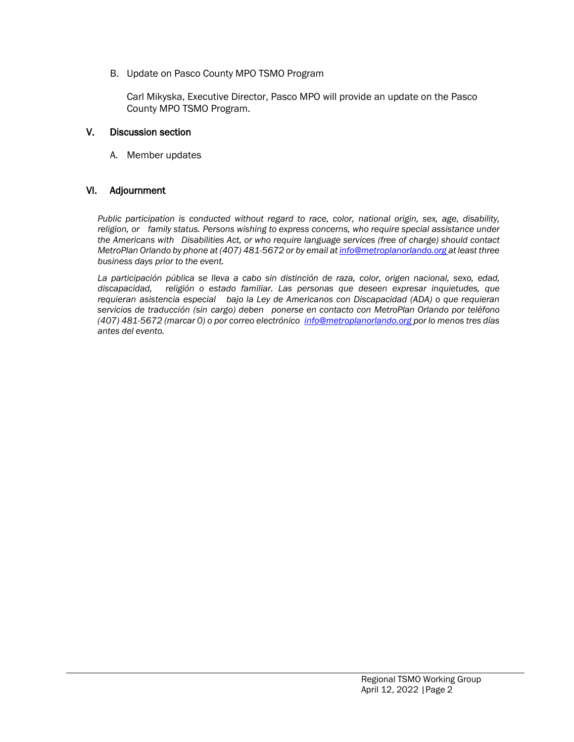B. Update on Pasco County MPO TSMO Program

Carl Mikyska, Executive Director, Pasco MPO will provide an update on the Pasco County MPO TSMO Program.

## V. Discussion section

A. Member updates

## VI. Adjournment

*Public participation is conducted without regard to race, color, national origin, sex, age, disability, religion, or family status. Persons wishing to express concerns, who require special assistance under the Americans with Disabilities Act, or who require language services (free of charge) should contact MetroPlan Orlando by phone at (407) 481-5672 or by email at info@metroplanorlando.org at least three business days prior to the event.*

*La participación pública se lleva a cabo sin distinción de raza, color, origen nacional, sexo, edad, discapacidad, religión o estado familiar. Las personas que deseen expresar inquietudes, que requieran asistencia especial bajo la Ley de Americanos con Discapacidad (ADA) o que requieran servicios de traducción (sin cargo) deben ponerse en contacto con MetroPlan Orlando por teléfono (407) 481-5672 (marcar 0) o por correo electrónico info@metroplanorlando.org por lo menos tres días antes del evento.*